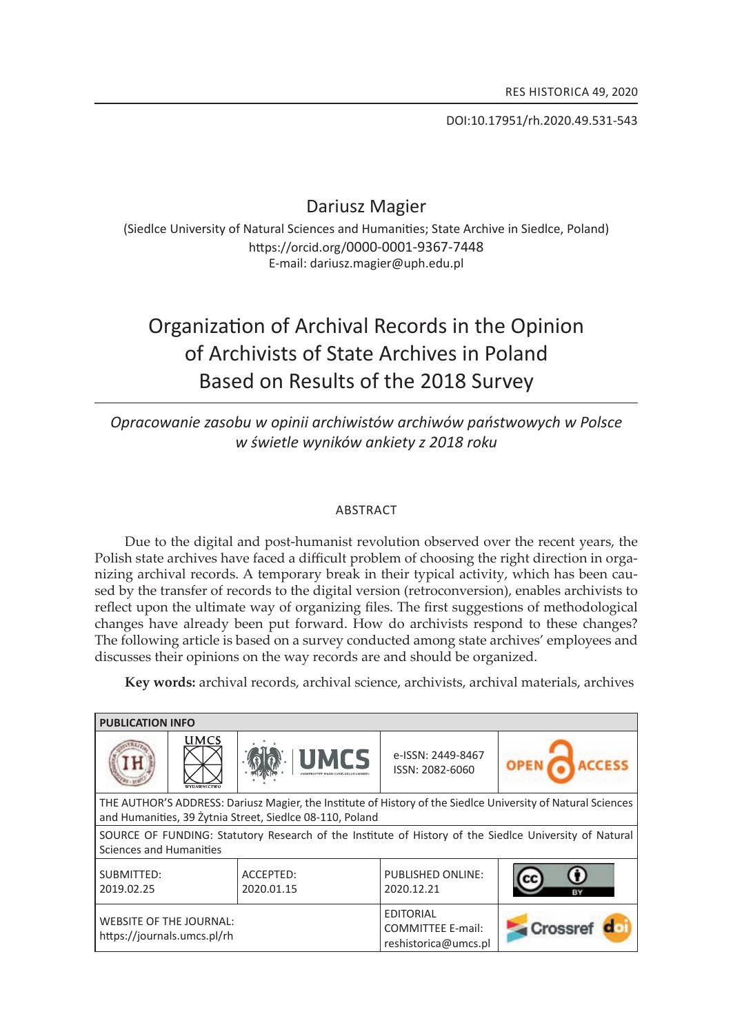DOI:10.17951/rh.2020.49.531-543

Dariusz Magier

(Siedlce University of Natural Sciences and Humanities; State Archive in Siedlce, Poland)
https://orcid.org/0000-0001-9367-7448
E-mail: dariusz.magier@uph.edu.pl

# Organization of Archival Records in the Opinion of Archivists of State Archives in Poland Based on Results of the 2018 Survey

*Opracowanie zasobu w opinii archiwistów archiwów państwowych w Polsce w świetle wyników ankiety z 2018 roku*

## ABSTRACT

Due to the digital and post-humanist revolution observed over the recent years, the Polish state archives have faced a difficult problem of choosing the right direction in organizing archival records. A temporary break in their typical activity, which has been caused by the transfer of records to the digital version (retroconversion), enables archivists to reflect upon the ultimate way of organizing files. The first suggestions of methodological changes have already been put forward. How do archivists respond to these changes? The following article is based on a survey conducted among state archives' employees and discusses their opinions on the way records are and should be organized.

**Key words:** archival records, archival science, archivists, archival materials, archives

| PUBLICATION INFO | | | | |
|---|---|---|---|---|
| | | | e-ISSN: 2449-8467<br>ISSN: 2082-6060 | OPEN ACCESS |
| THE AUTHOR'S ADDRESS: Dariusz Magier, the Institute of History of the Siedlce University of Natural Sciences and Humanities, 39 Żytnia Street, Siedlce 08-110, Poland | | | | |
| SOURCE OF FUNDING: Statutory Research of the Institute of History of the Siedlce University of Natural Sciences and Humanities | | | | |
| SUBMITTED:<br>2019.02.25 | | ACCEPTED:<br>2020.01.15 | PUBLISHED ONLINE:<br>2020.12.21 | CC BY |
| WEBSITE OF THE JOURNAL:<br>https://journals.umcs.pl/rh | | | EDITORIAL COMMITTEE E-mail:<br>reshistorica@umcs.pl | Crossref doi |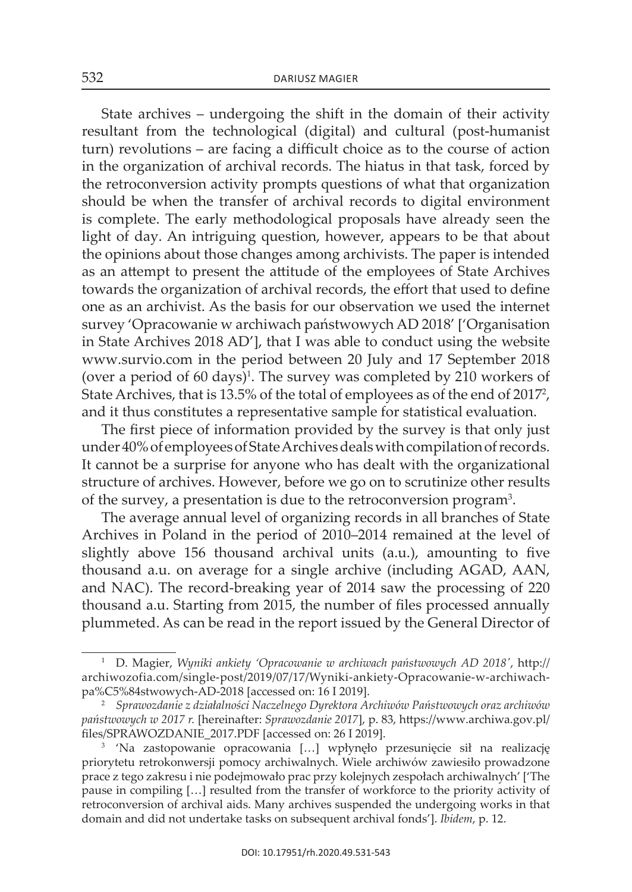State archives – undergoing the shift in the domain of their activity resultant from the technological (digital) and cultural (post-humanist turn) revolutions – are facing a difficult choice as to the course of action in the organization of archival records. The hiatus in that task, forced by the retroconversion activity prompts questions of what that organization should be when the transfer of archival records to digital environment is complete. The early methodological proposals have already seen the light of day. An intriguing question, however, appears to be that about the opinions about those changes among archivists. The paper is intended as an attempt to present the attitude of the employees of State Archives towards the organization of archival records, the effort that used to define one as an archivist. As the basis for our observation we used the internet survey 'Opracowanie w archiwach państwowych AD 2018' ['Organisation in State Archives 2018 AD'], that I was able to conduct using the website www.survio.com in the period between 20 July and 17 September 2018 (over a period of 60 days)[1]. The survey was completed by 210 workers of State Archives, that is 13.5% of the total of employees as of the end of 2017[2], and it thus constitutes a representative sample for statistical evaluation.

The first piece of information provided by the survey is that only just under 40% of employees of State Archives deals with compilation of records. It cannot be a surprise for anyone who has dealt with the organizational structure of archives. However, before we go on to scrutinize other results of the survey, a presentation is due to the retroconversion program[3].

The average annual level of organizing records in all branches of State Archives in Poland in the period of 2010–2014 remained at the level of slightly above 156 thousand archival units (a.u.), amounting to five thousand a.u. on average for a single archive (including AGAD, AAN, and NAC). The record-breaking year of 2014 saw the processing of 220 thousand a.u. Starting from 2015, the number of files processed annually plummeted. As can be read in the report issued by the General Director of

---

[1] D. Magier, *Wyniki ankiety 'Opracowanie w archiwach państwowych AD 2018'*, http://archiwozofia.com/single-post/2019/07/17/Wyniki-ankiety-Opracowanie-w-archiwach-pa%C5%84stwowych-AD-2018 [accessed on: 16 I 2019].

[2] *Sprawozdanie z działalności Naczelnego Dyrektora Archiwów Państwowych oraz archiwów państwowych w 2017 r.* [hereinafter: *Sprawozdanie 2017*], p. 83, https://www.archiwa.gov.pl/files/SPRAWOZDANIE_2017.PDF [accessed on: 26 I 2019].

[3] 'Na zastopowanie opracowania […] wpłynęło przesunięcie sił na realizację priorytetu retrokonwersji pomocy archiwalnych. Wiele archiwów zawiesiło prowadzone prace z tego zakresu i nie podejmowało prac przy kolejnych zespołach archiwalnych' ['The pause in compiling […] resulted from the transfer of workforce to the priority activity of retroconversion of archival aids. Many archives suspended the undergoing works in that domain and did not undertake tasks on subsequent archival fonds']. *Ibidem*, p. 12.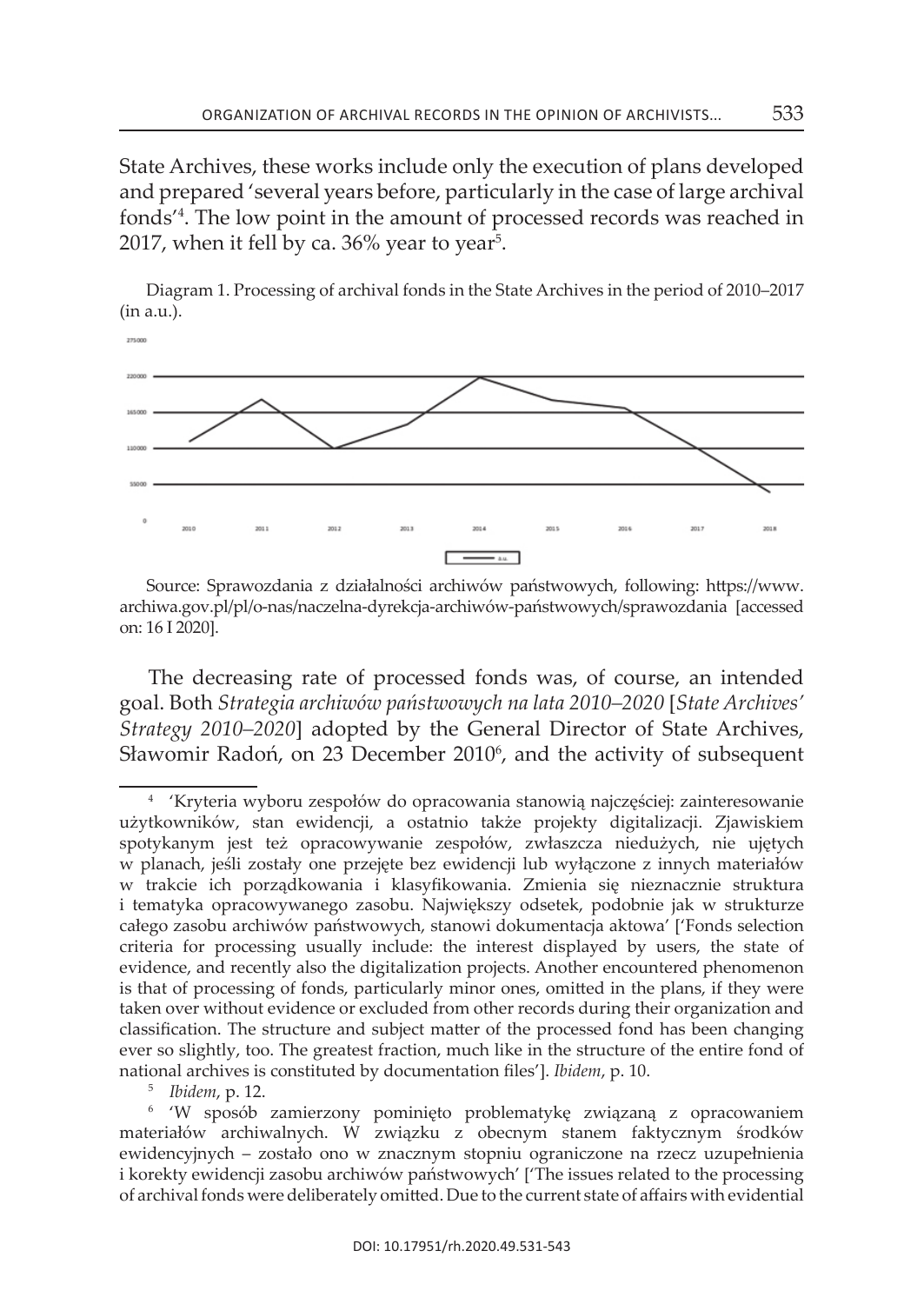State Archives, these works include only the execution of plans developed and prepared 'several years before, particularly in the case of large archival fonds'[4]. The low point in the amount of processed records was reached in 2017, when it fell by ca. 36% year to year[5].

Diagram 1. Processing of archival fonds in the State Archives in the period of 2010–2017 (in a.u.).

Source: Sprawozdania z działalności archiwów państwowych, following: https://www.archiwa.gov.pl/pl/o-nas/naczelna-dyrekcja-archiwów-państwowych/sprawozdania [accessed on: 16 I 2020].

The decreasing rate of processed fonds was, of course, an intended goal. Both *Strategia archiwów państwowych na lata 2010–2020* [*State Archives' Strategy 2010–2020*] adopted by the General Director of State Archives, Sławomir Radoń, on 23 December 2010[6], and the activity of subsequent

---

[4] 'Kryteria wyboru zespołów do opracowania stanowią najczęściej: zainteresowanie użytkowników, stan ewidencji, a ostatnio także projekty digitalizacji. Zjawiskiem spotykanym jest też opracowywanie zespołów, zwłaszcza niedużych, nie ujętych w planach, jeśli zostały one przejęte bez ewidencji lub wyłączone z innych materiałów w trakcie ich porządkowania i klasyfikowania. Zmienia się nieznacznie struktura i tematyka opracowywanego zasobu. Największy odsetek, podobnie jak w strukturze całego zasobu archiwów państwowych, stanowi dokumentacja aktowa' ['Fonds selection criteria for processing usually include: the interest displayed by users, the state of evidence, and recently also the digitalization projects. Another encountered phenomenon is that of processing of fonds, particularly minor ones, omitted in the plans, if they were taken over without evidence or excluded from other records during their organization and classification. The structure and subject matter of the processed fond has been changing ever so slightly, too. The greatest fraction, much like in the structure of the entire fond of national archives is constituted by documentation files']. *Ibidem*, p. 10.

[5] *Ibidem*, p. 12.

[6] 'W sposób zamierzony pominięto problematykę związaną z opracowaniem materiałów archiwalnych. W związku z obecnym stanem faktycznym środków ewidencyjnych – zostało ono w znacznym stopniu ograniczone na rzecz uzupełnienia i korekty ewidencji zasobu archiwów państwowych' ['The issues related to the processing of archival fonds were deliberately omitted. Due to the current state of affairs with evidential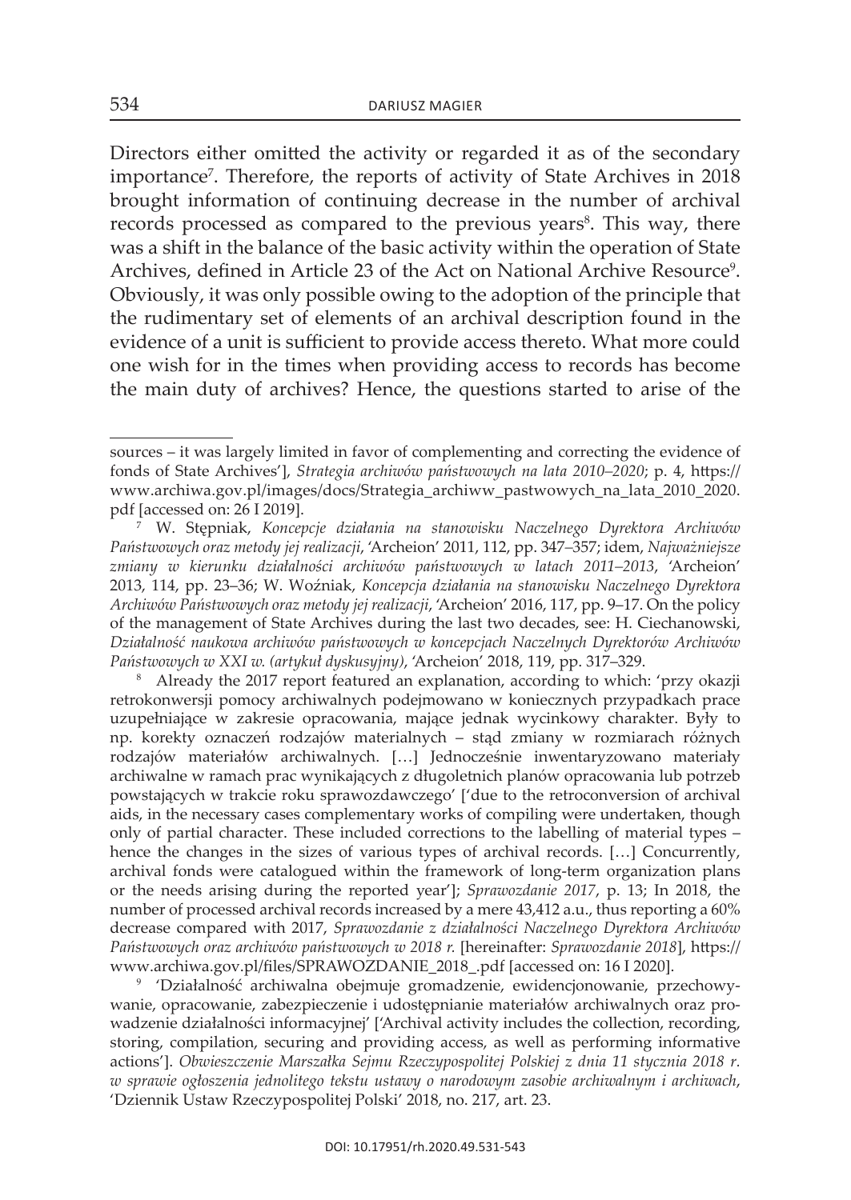Directors either omitted the activity or regarded it as of the secondary importance[7]. Therefore, the reports of activity of State Archives in 2018 brought information of continuing decrease in the number of archival records processed as compared to the previous years[8]. This way, there was a shift in the balance of the basic activity within the operation of State Archives, defined in Article 23 of the Act on National Archive Resource[9]. Obviously, it was only possible owing to the adoption of the principle that the rudimentary set of elements of an archival description found in the evidence of a unit is sufficient to provide access thereto. What more could one wish for in the times when providing access to records has become the main duty of archives? Hence, the questions started to arise of the

---

sources – it was largely limited in favor of complementing and correcting the evidence of fonds of State Archives'], *Strategia archiwów państwowych na lata 2010–2020*; p. 4, https://www.archiwa.gov.pl/images/docs/Strategia_archiww_pastwowych_na_lata_2010_2020.pdf [accessed on: 26 I 2019].

[7] W. Stępniak, *Koncepcje działania na stanowisku Naczelnego Dyrektora Archiwów Państwowych oraz metody jej realizacji*, 'Archeion' 2011, 112, pp. 347–357; idem, *Najważniejsze zmiany w kierunku działalności archiwów państwowych w latach 2011–2013*, 'Archeion' 2013, 114, pp. 23–36; W. Woźniak, *Koncepcja działania na stanowisku Naczelnego Dyrektora Archiwów Państwowych oraz metody jej realizacji*, 'Archeion' 2016, 117, pp. 9–17. On the policy of the management of State Archives during the last two decades, see: H. Ciechanowski, *Działalność naukowa archiwów państwowych w koncepcjach Naczelnych Dyrektorów Archiwów Państwowych w XXI w. (artykuł dyskusyjny)*, 'Archeion' 2018, 119, pp. 317–329.

[8] Already the 2017 report featured an explanation, according to which: 'przy okazji retrokonwersji pomocy archiwalnych podejmowano w koniecznych przypadkach prace uzupełniające w zakresie opracowania, mające jednak wycinkowy charakter. Były to np. korekty oznaczeń rodzajów materialnych – stąd zmiany w rozmiarach różnych rodzajów materiałów archiwalnych. […] Jednocześnie inwentaryzowano materiały archiwalne w ramach prac wynikających z długoletnich planów opracowania lub potrzeb powstających w trakcie roku sprawozdawczego' ['due to the retroconversion of archival aids, in the necessary cases complementary works of compiling were undertaken, though only of partial character. These included corrections to the labelling of material types – hence the changes in the sizes of various types of archival records. […] Concurrently, archival fonds were catalogued within the framework of long-term organization plans or the needs arising during the reported year']; *Sprawozdanie 2017*, p. 13; In 2018, the number of processed archival records increased by a mere 43,412 a.u., thus reporting a 60% decrease compared with 2017, *Sprawozdanie z działalności Naczelnego Dyrektora Archiwów Państwowych oraz archiwów państwowych w 2018 r.* [hereinafter: *Sprawozdanie 2018*], https://www.archiwa.gov.pl/files/SPRAWOZDANIE_2018_.pdf [accessed on: 16 I 2020].

[9] 'Działalność archiwalna obejmuje gromadzenie, ewidencjonowanie, przechowywanie, opracowanie, zabezpieczenie i udostępnianie materiałów archiwalnych oraz prowadzenie działalności informacyjnej' ['Archival activity includes the collection, recording, storing, compilation, securing and providing access, as well as performing informative actions']. *Obwieszczenie Marszałka Sejmu Rzeczypospolitej Polskiej z dnia 11 stycznia 2018 r. w sprawie ogłoszenia jednolitego tekstu ustawy o narodowym zasobie archiwalnym i archiwach*, 'Dziennik Ustaw Rzeczypospolitej Polski' 2018, no. 217, art. 23.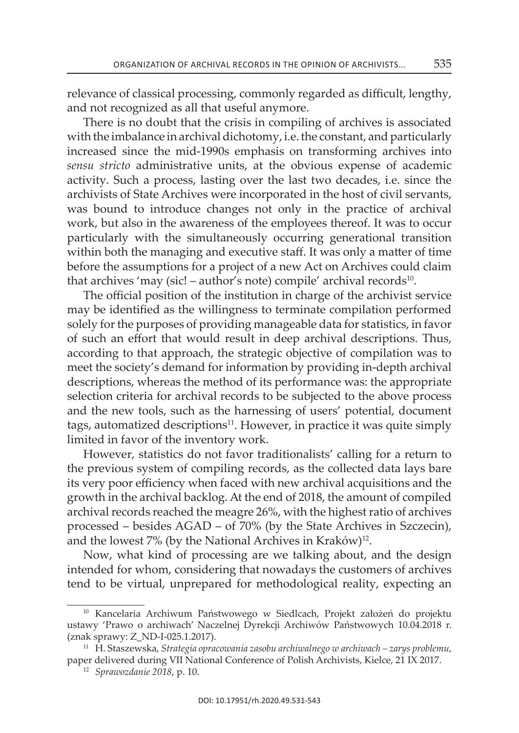relevance of classical processing, commonly regarded as difficult, lengthy, and not recognized as all that useful anymore.

There is no doubt that the crisis in compiling of archives is associated with the imbalance in archival dichotomy, i.e. the constant, and particularly increased since the mid-1990s emphasis on transforming archives into *sensu stricto* administrative units, at the obvious expense of academic activity. Such a process, lasting over the last two decades, i.e. since the archivists of State Archives were incorporated in the host of civil servants, was bound to introduce changes not only in the practice of archival work, but also in the awareness of the employees thereof. It was to occur particularly with the simultaneously occurring generational transition within both the managing and executive staff. It was only a matter of time before the assumptions for a project of a new Act on Archives could claim that archives 'may (sic! – author's note) compile' archival records[10].

The official position of the institution in charge of the archivist service may be identified as the willingness to terminate compilation performed solely for the purposes of providing manageable data for statistics, in favor of such an effort that would result in deep archival descriptions. Thus, according to that approach, the strategic objective of compilation was to meet the society's demand for information by providing in-depth archival descriptions, whereas the method of its performance was: the appropriate selection criteria for archival records to be subjected to the above process and the new tools, such as the harnessing of users' potential, document tags, automatized descriptions[11]. However, in practice it was quite simply limited in favor of the inventory work.

However, statistics do not favor traditionalists' calling for a return to the previous system of compiling records, as the collected data lays bare its very poor efficiency when faced with new archival acquisitions and the growth in the archival backlog. At the end of 2018, the amount of compiled archival records reached the meagre 26%, with the highest ratio of archives processed – besides AGAD – of 70% (by the State Archives in Szczecin), and the lowest 7% (by the National Archives in Kraków)[12].

Now, what kind of processing are we talking about, and the design intended for whom, considering that nowadays the customers of archives tend to be virtual, unprepared for methodological reality, expecting an

---

[10] Kancelaria Archiwum Państwowego w Siedlcach, Projekt założeń do projektu ustawy 'Prawo o archiwach' Naczelnej Dyrekcji Archiwów Państwowych 10.04.2018 r. (znak sprawy: Z_ND-I-025.1.2017).

[11] H. Staszewska, *Strategia opracowania zasobu archiwalnego w archiwach – zarys problemu*, paper delivered during VII National Conference of Polish Archivists, Kielce, 21 IX 2017.

[12] *Sprawozdanie 2018*, p. 10.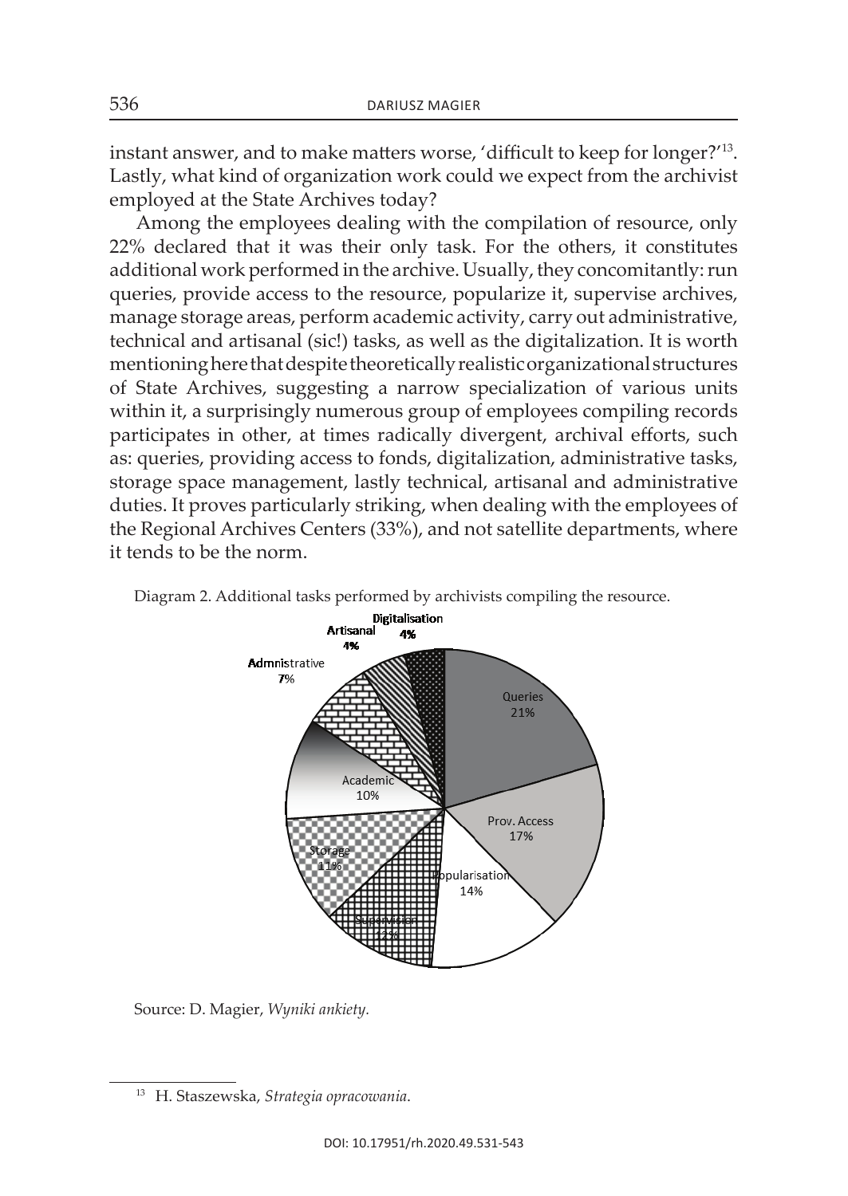instant answer, and to make matters worse, 'difficult to keep for longer?'[13]. Lastly, what kind of organization work could we expect from the archivist employed at the State Archives today?

Among the employees dealing with the compilation of resource, only 22% declared that it was their only task. For the others, it constitutes additional work performed in the archive. Usually, they concomitantly: run queries, provide access to the resource, popularize it, supervise archives, manage storage areas, perform academic activity, carry out administrative, technical and artisanal (sic!) tasks, as well as the digitalization. It is worth mentioning here that despite theoretically realistic organizational structures of State Archives, suggesting a narrow specialization of various units within it, a surprisingly numerous group of employees compiling records participates in other, at times radically divergent, archival efforts, such as: queries, providing access to fonds, digitalization, administrative tasks, storage space management, lastly technical, artisanal and administrative duties. It proves particularly striking, when dealing with the employees of the Regional Archives Centers (33%), and not satellite departments, where it tends to be the norm.

Diagram 2. Additional tasks performed by archivists compiling the resource.

| Task | Share |
|---|---|
| Queries | 21% |
| Prov. Access | 17% |
| Popularisation | 14% |
| Supervision | 12% |
| Storage | 11% |
| Academic | 10% |
| Admnistrative | 7% |
| Artisanal | 4% |
| Digitalisation | 4% |

Source: D. Magier, *Wyniki ankiety*.

---

[13] H. Staszewska, *Strategia opracowania*.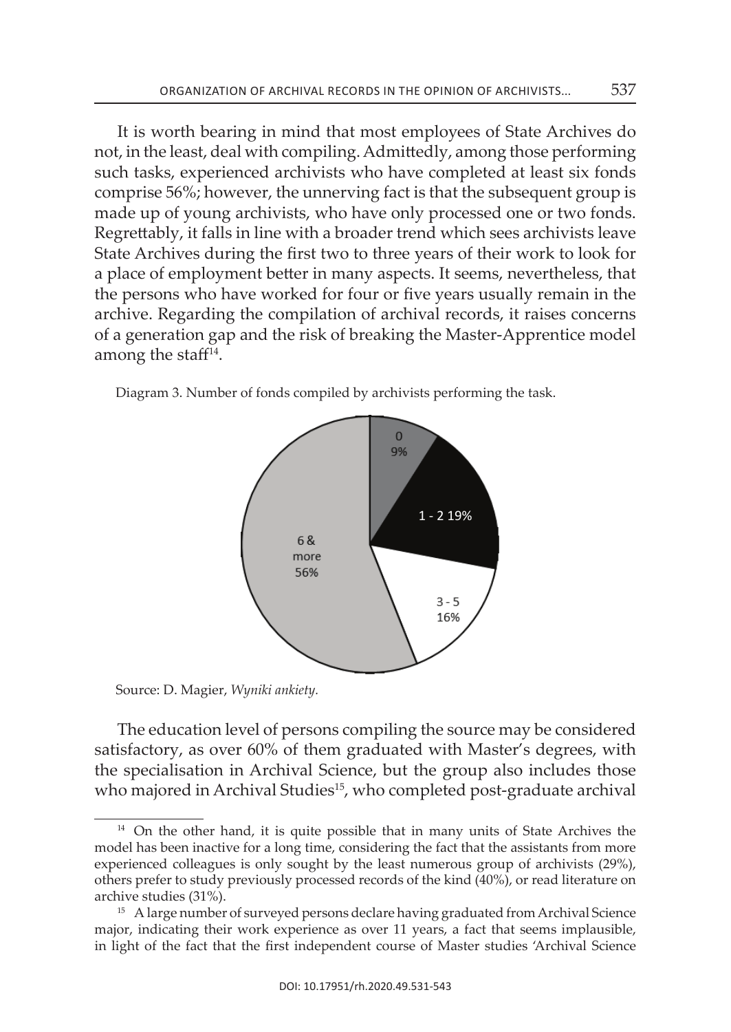It is worth bearing in mind that most employees of State Archives do not, in the least, deal with compiling. Admittedly, among those performing such tasks, experienced archivists who have completed at least six fonds comprise 56%; however, the unnerving fact is that the subsequent group is made up of young archivists, who have only processed one or two fonds. Regrettably, it falls in line with a broader trend which sees archivists leave State Archives during the first two to three years of their work to look for a place of employment better in many aspects. It seems, nevertheless, that the persons who have worked for four or five years usually remain in the archive. Regarding the compilation of archival records, it raises concerns of a generation gap and the risk of breaking the Master-Apprentice model among the staff[14].

Diagram 3. Number of fonds compiled by archivists performing the task.

| Number of fonds | Share |
| --- | --- |
| 0 | 9% |
| 1 - 2 | 19% |
| 3 - 5 | 16% |
| 6 & more | 56% |

Source: D. Magier, *Wyniki ankiety.*

The education level of persons compiling the source may be considered satisfactory, as over 60% of them graduated with Master's degrees, with the specialisation in Archival Science, but the group also includes those who majored in Archival Studies[15], who completed post-graduate archival

---

[14] On the other hand, it is quite possible that in many units of State Archives the model has been inactive for a long time, considering the fact that the assistants from more experienced colleagues is only sought by the least numerous group of archivists (29%), others prefer to study previously processed records of the kind (40%), or read literature on archive studies (31%).

[15] A large number of surveyed persons declare having graduated from Archival Science major, indicating their work experience as over 11 years, a fact that seems implausible, in light of the fact that the first independent course of Master studies 'Archival Science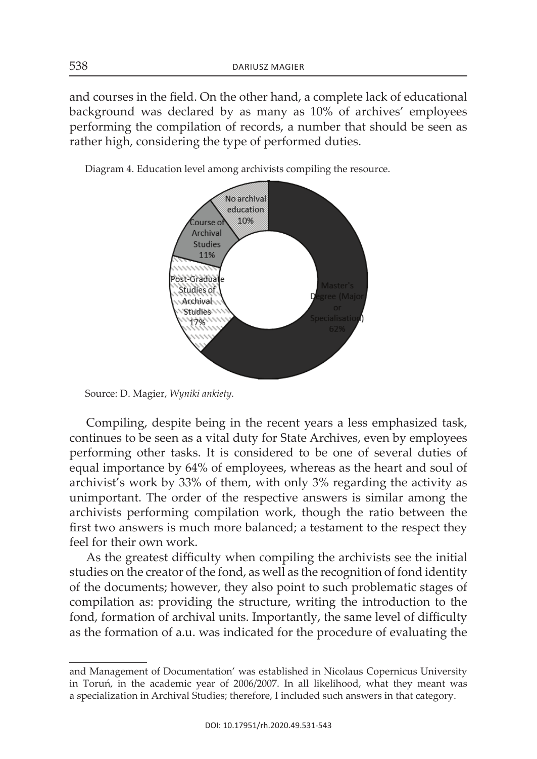and courses in the field. On the other hand, a complete lack of educational background was declared by as many as 10% of archives' employees performing the compilation of records, a number that should be seen as rather high, considering the type of performed duties.

Diagram 4. Education level among archivists compiling the resource.

| Education level | Share |
| --- | --- |
| Master's Degree (Major or Specialisation) | 62% |
| Post-Graduate Studies of Archival Studies | 17% |
| Course of Archival Studies | 11% |
| No archival education | 10% |

Source: D. Magier, *Wyniki ankiety*.

Compiling, despite being in the recent years a less emphasized task, continues to be seen as a vital duty for State Archives, even by employees performing other tasks. It is considered to be one of several duties of equal importance by 64% of employees, whereas as the heart and soul of archivist's work by 33% of them, with only 3% regarding the activity as unimportant. The order of the respective answers is similar among the archivists performing compilation work, though the ratio between the first two answers is much more balanced; a testament to the respect they feel for their own work.

As the greatest difficulty when compiling the archivists see the initial studies on the creator of the fond, as well as the recognition of fond identity of the documents; however, they also point to such problematic stages of compilation as: providing the structure, writing the introduction to the fond, formation of archival units. Importantly, the same level of difficulty as the formation of a.u. was indicated for the procedure of evaluating the

---

and Management of Documentation' was established in Nicolaus Copernicus University in Toruń, in the academic year of 2006/2007. In all likelihood, what they meant was a specialization in Archival Studies; therefore, I included such answers in that category.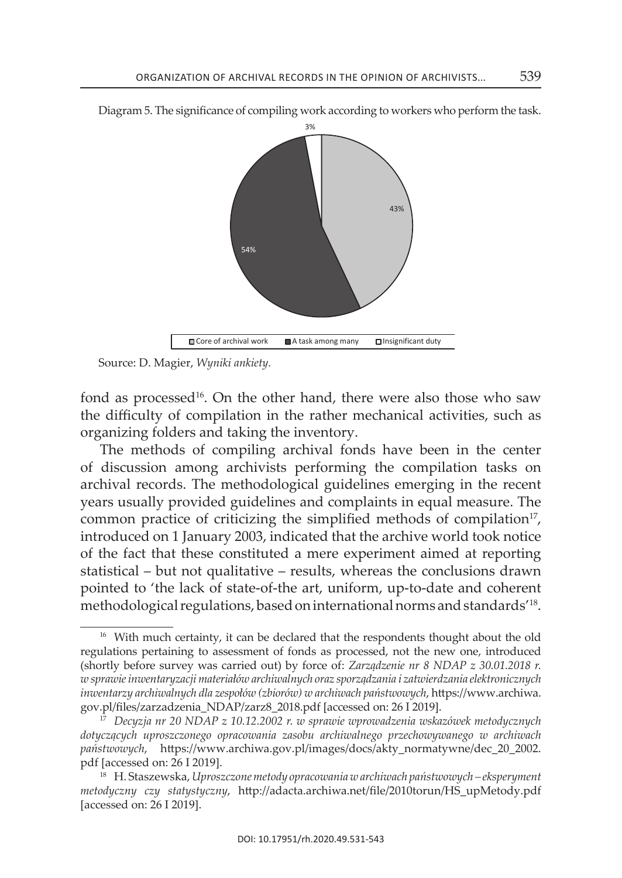Diagram 5. The significance of compiling work according to workers who perform the task.

Source: D. Magier, *Wyniki ankiety*.

fond as processed[16]. On the other hand, there were also those who saw the difficulty of compilation in the rather mechanical activities, such as organizing folders and taking the inventory.

The methods of compiling archival fonds have been in the center of discussion among archivists performing the compilation tasks on archival records. The methodological guidelines emerging in the recent years usually provided guidelines and complaints in equal measure. The common practice of criticizing the simplified methods of compilation[17], introduced on 1 January 2003, indicated that the archive world took notice of the fact that these constituted a mere experiment aimed at reporting statistical – but not qualitative – results, whereas the conclusions drawn pointed to 'the lack of state-of-the art, uniform, up-to-date and coherent methodological regulations, based on international norms and standards'[18].

---

[16] With much certainty, it can be declared that the respondents thought about the old regulations pertaining to assessment of fonds as processed, not the new one, introduced (shortly before survey was carried out) by force of: *Zarządzenie nr 8 NDAP z 30.01.2018 r. w sprawie inwentaryzacji materiałów archiwalnych oraz sporządzania i zatwierdzania elektronicznych inwentarzy archiwalnych dla zespołów (zbiorów) w archiwach państwowych*, https://www.archiwa.gov.pl/files/zarzadzenia_NDAP/zarz8_2018.pdf [accessed on: 26 I 2019].

[17] *Decyzja nr 20 NDAP z 10.12.2002 r. w sprawie wprowadzenia wskazówek metodycznych dotyczących uproszczonego opracowania zasobu archiwalnego przechowywanego w archiwach państwowych*, https://www.archiwa.gov.pl/images/docs/akty_normatywne/dec_20_2002.pdf [accessed on: 26 I 2019].

[18] H. Staszewska, *Uproszczone metody opracowania w archiwach państwowych – eksperyment metodyczny czy statystyczny*, http://adacta.archiwa.net/file/2010torun/HS_upMetody.pdf [accessed on: 26 I 2019].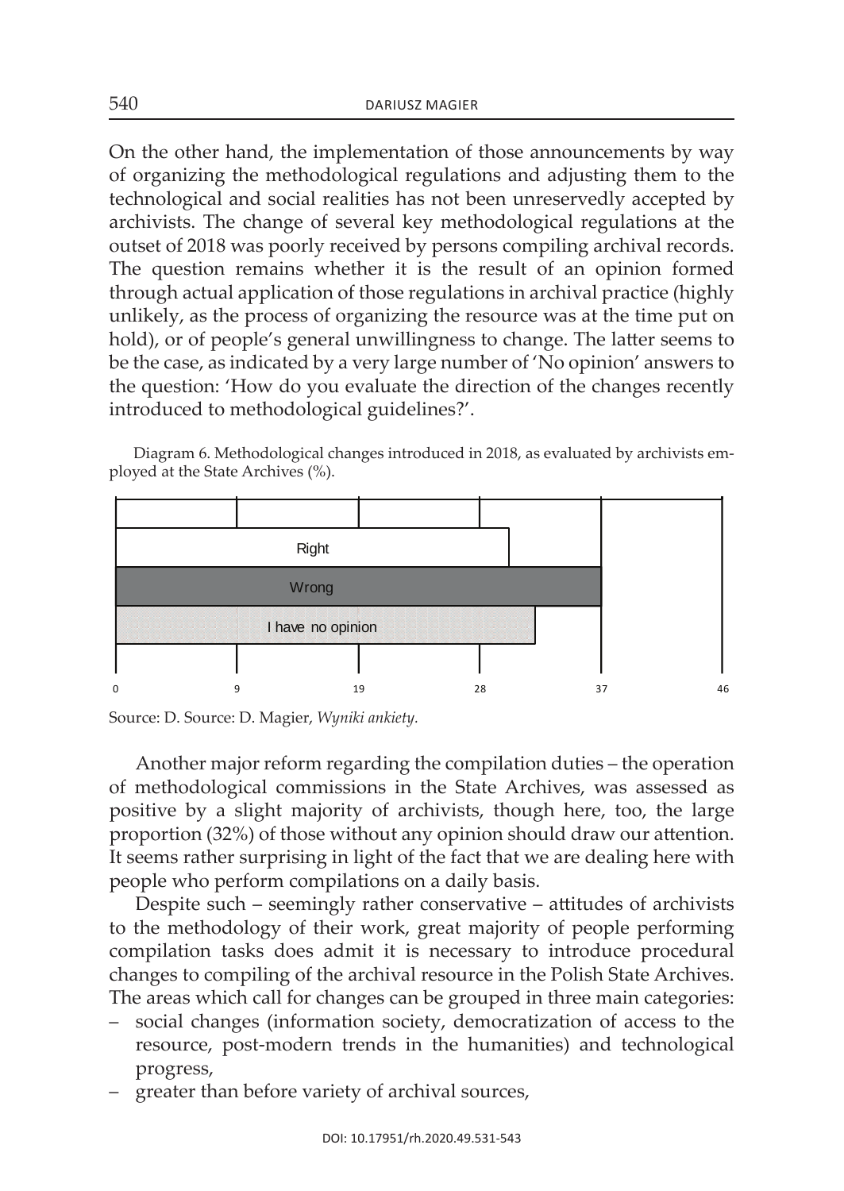On the other hand, the implementation of those announcements by way of organizing the methodological regulations and adjusting them to the technological and social realities has not been unreservedly accepted by archivists. The change of several key methodological regulations at the outset of 2018 was poorly received by persons compiling archival records. The question remains whether it is the result of an opinion formed through actual application of those regulations in archival practice (highly unlikely, as the process of organizing the resource was at the time put on hold), or of people's general unwillingness to change. The latter seems to be the case, as indicated by a very large number of 'No opinion' answers to the question: 'How do you evaluate the direction of the changes recently introduced to methodological guidelines?'.

Diagram 6. Methodological changes introduced in 2018, as evaluated by archivists employed at the State Archives (%).

Source: D. Source: D. Magier, *Wyniki ankiety*.

Another major reform regarding the compilation duties – the operation of methodological commissions in the State Archives, was assessed as positive by a slight majority of archivists, though here, too, the large proportion (32%) of those without any opinion should draw our attention. It seems rather surprising in light of the fact that we are dealing here with people who perform compilations on a daily basis.

Despite such – seemingly rather conservative – attitudes of archivists to the methodology of their work, great majority of people performing compilation tasks does admit it is necessary to introduce procedural changes to compiling of the archival resource in the Polish State Archives. The areas which call for changes can be grouped in three main categories:

- social changes (information society, democratization of access to the resource, post-modern trends in the humanities) and technological progress,
- greater than before variety of archival sources,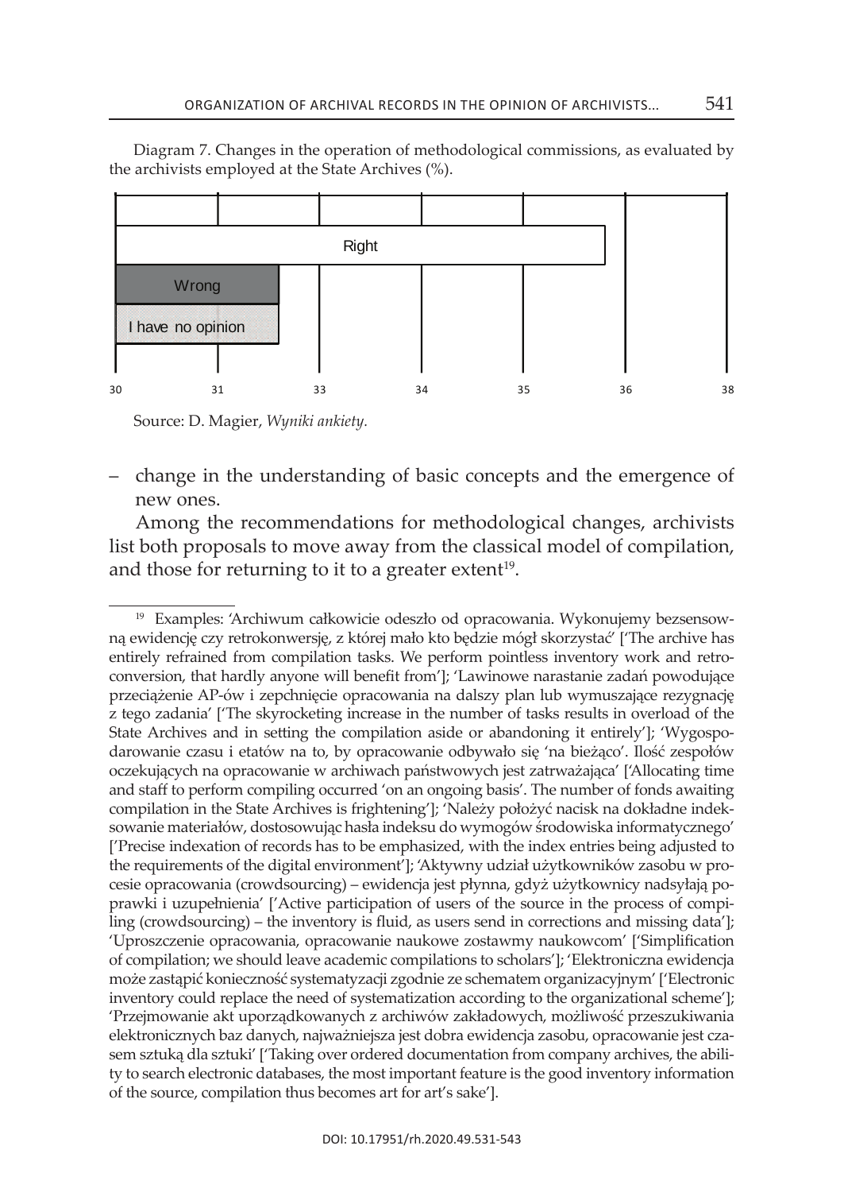Diagram 7. Changes in the operation of methodological commissions, as evaluated by the archivists employed at the State Archives (%).

| Category | Value |
|---|---|
| Right | ~36 |
| Wrong | ~32 |
| I have no opinion | ~32 |

Axis: 30, 31, 33, 34, 35, 36, 38

Source: D. Magier, *Wyniki ankiety.*

– change in the understanding of basic concepts and the emergence of new ones.

Among the recommendations for methodological changes, archivists list both proposals to move away from the classical model of compilation, and those for returning to it to a greater extent[19].

---

[19] Examples: 'Archiwum całkowicie odeszło od opracowania. Wykonujemy bezsensowną ewidencję czy retrokonwersję, z której mało kto będzie mógł skorzystać' ['The archive has entirely refrained from compilation tasks. We perform pointless inventory work and retroconversion, that hardly anyone will benefit from']; 'Lawinowe narastanie zadań powodujące przeciążenie AP-ów i zepchnięcie opracowania na dalszy plan lub wymuszające rezygnację z tego zadania' ['The skyrocketing increase in the number of tasks results in overload of the State Archives and in setting the compilation aside or abandoning it entirely']; 'Wygospodarowanie czasu i etatów na to, by opracowanie odbywało się 'na bieżąco'. Ilość zespołów oczekujących na opracowanie w archiwach państwowych jest zatrważająca' ['Allocating time and staff to perform compiling occurred 'on an ongoing basis'. The number of fonds awaiting compilation in the State Archives is frightening']; 'Należy położyć nacisk na dokładne indeksowanie materiałów, dostosowując hasła indeksu do wymogów środowiska informatycznego' ['Precise indexation of records has to be emphasized, with the index entries being adjusted to the requirements of the digital environment']; 'Aktywny udział użytkowników zasobu w procesie opracowania (crowdsourcing) – ewidencja jest płynna, gdyż użytkownicy nadsyłają poprawki i uzupełnienia' ['Active participation of users of the source in the process of compiling (crowdsourcing) – the inventory is fluid, as users send in corrections and missing data']; 'Uproszczenie opracowania, opracowanie naukowe zostawmy naukowcom' ['Simplification of compilation; we should leave academic compilations to scholars']; 'Elektroniczna ewidencja może zastąpić konieczność systematyzacji zgodnie ze schematem organizacyjnym' ['Electronic inventory could replace the need of systematization according to the organizational scheme']; 'Przejmowanie akt uporządkowanych z archiwów zakładowych, możliwość przeszukiwania elektronicznych baz danych, najważniejsza jest dobra ewidencja zasobu, opracowanie jest czasem sztuką dla sztuki' ['Taking over ordered documentation from company archives, the ability to search electronic databases, the most important feature is the good inventory information of the source, compilation thus becomes art for art's sake'].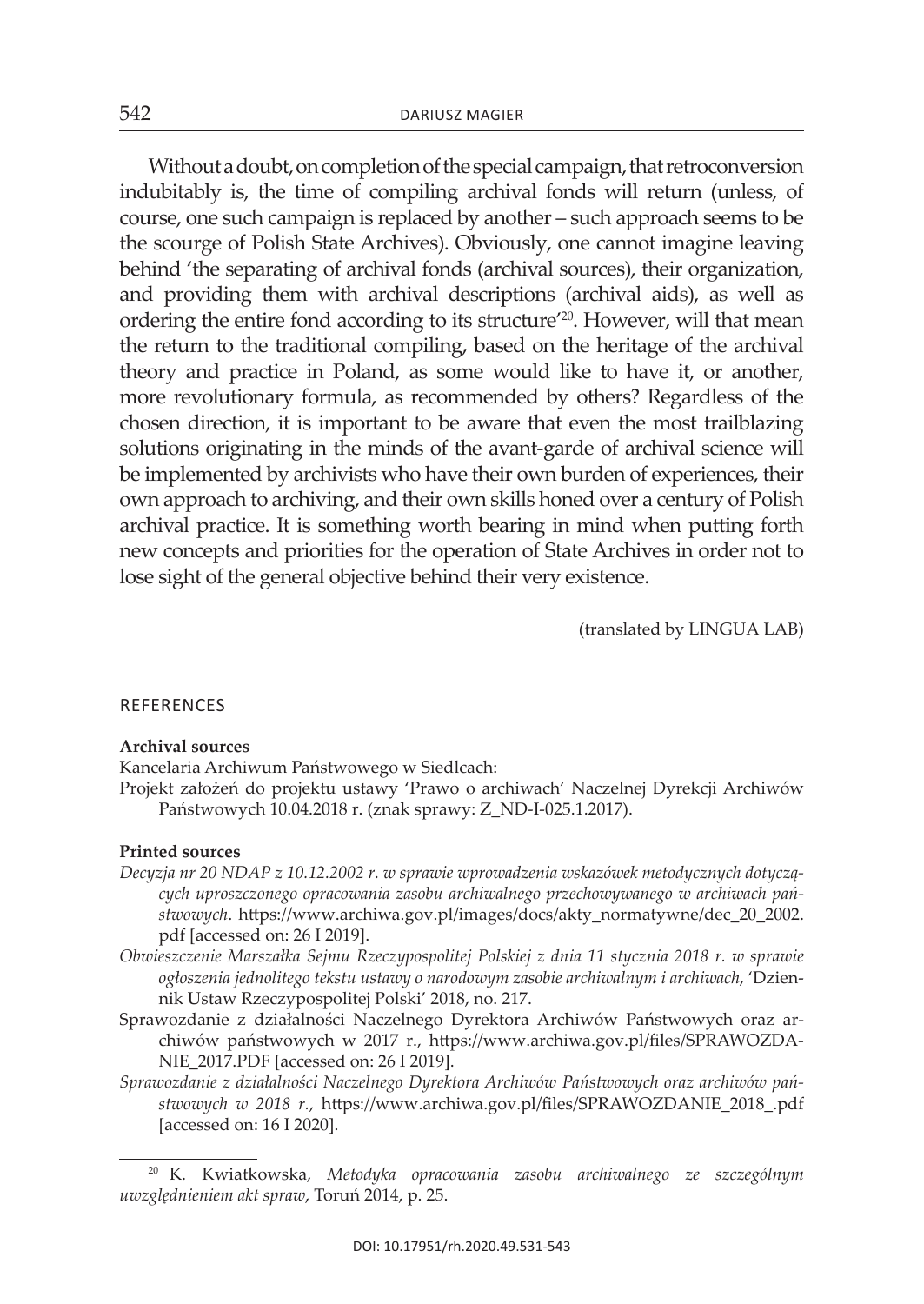Without a doubt, on completion of the special campaign, that retroconversion indubitably is, the time of compiling archival fonds will return (unless, of course, one such campaign is replaced by another – such approach seems to be the scourge of Polish State Archives). Obviously, one cannot imagine leaving behind 'the separating of archival fonds (archival sources), their organization, and providing them with archival descriptions (archival aids), as well as ordering the entire fond according to its structure'[20]. However, will that mean the return to the traditional compiling, based on the heritage of the archival theory and practice in Poland, as some would like to have it, or another, more revolutionary formula, as recommended by others? Regardless of the chosen direction, it is important to be aware that even the most trailblazing solutions originating in the minds of the avant-garde of archival science will be implemented by archivists who have their own burden of experiences, their own approach to archiving, and their own skills honed over a century of Polish archival practice. It is something worth bearing in mind when putting forth new concepts and priorities for the operation of State Archives in order not to lose sight of the general objective behind their very existence.

(translated by LINGUA LAB)

## REFERENCES

**Archival sources**

Kancelaria Archiwum Państwowego w Siedlcach:

Projekt założeń do projektu ustawy 'Prawo o archiwach' Naczelnej Dyrekcji Archiwów Państwowych 10.04.2018 r. (znak sprawy: Z_ND-I-025.1.2017).

**Printed sources**

*Decyzja nr 20 NDAP z 10.12.2002 r. w sprawie wprowadzenia wskazówek metodycznych dotyczących uproszczonego opracowania zasobu archiwalnego przechowywanego w archiwach państwowych*. https://www.archiwa.gov.pl/images/docs/akty_normatywne/dec_20_2002.pdf [accessed on: 26 I 2019].

*Obwieszczenie Marszałka Sejmu Rzeczypospolitej Polskiej z dnia 11 stycznia 2018 r. w sprawie ogłoszenia jednolitego tekstu ustawy o narodowym zasobie archiwalnym i archiwach*, 'Dziennik Ustaw Rzeczypospolitej Polski' 2018, no. 217.

Sprawozdanie z działalności Naczelnego Dyrektora Archiwów Państwowych oraz archiwów państwowych w 2017 r., https://www.archiwa.gov.pl/files/SPRAWOZDANIE_2017.PDF [accessed on: 26 I 2019].

*Sprawozdanie z działalności Naczelnego Dyrektora Archiwów Państwowych oraz archiwów państwowych w 2018 r.*, https://www.archiwa.gov.pl/files/SPRAWOZDANIE_2018_.pdf [accessed on: 16 I 2020].

---

[20] K. Kwiatkowska, *Metodyka opracowania zasobu archiwalnego ze szczególnym uwzględnieniem akt spraw*, Toruń 2014, p. 25.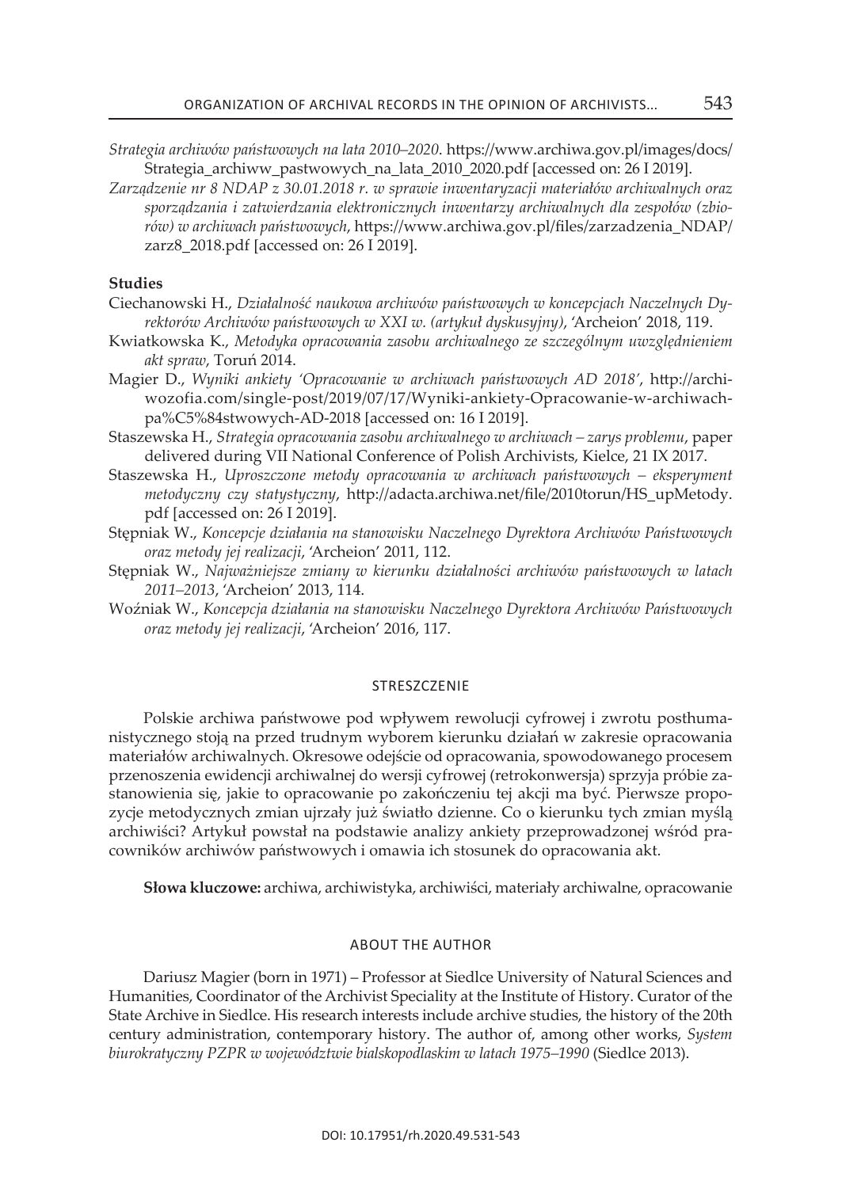*Strategia archiwów państwowych na lata 2010–2020*. https://www.archiwa.gov.pl/images/docs/Strategia_archiww_pastwowych_na_lata_2010_2020.pdf [accessed on: 26 I 2019].

*Zarządzenie nr 8 NDAP z 30.01.2018 r. w sprawie inwentaryzacji materiałów archiwalnych oraz sporządzania i zatwierdzania elektronicznych inwentarzy archiwalnych dla zespołów (zbiorów) w archiwach państwowych*, https://www.archiwa.gov.pl/files/zarzadzenia_NDAP/zarz8_2018.pdf [accessed on: 26 I 2019].

**Studies**

Ciechanowski H., *Działalność naukowa archiwów państwowych w koncepcjach Naczelnych Dyrektorów Archiwów państwowych w XXI w. (artykuł dyskusyjny)*, 'Archeion' 2018, 119.

Kwiatkowska K., *Metodyka opracowania zasobu archiwalnego ze szczególnym uwzględnieniem akt spraw*, Toruń 2014.

Magier D., *Wyniki ankiety 'Opracowanie w archiwach państwowych AD 2018'*, http://archiwozofia.com/single-post/2019/07/17/Wyniki-ankiety-Opracowanie-w-archiwach-pa%C5%84stwowych-AD-2018 [accessed on: 16 I 2019].

Staszewska H., *Strategia opracowania zasobu archiwalnego w archiwach – zarys problemu*, paper delivered during VII National Conference of Polish Archivists, Kielce, 21 IX 2017.

Staszewska H., *Uproszczone metody opracowania w archiwach państwowych – eksperyment metodyczny czy statystyczny*, http://adacta.archiwa.net/file/2010torun/HS_upMetody.pdf [accessed on: 26 I 2019].

Stępniak W., *Koncepcje działania na stanowisku Naczelnego Dyrektora Archiwów Państwowych oraz metody jej realizacji*, 'Archeion' 2011, 112.

Stępniak W., *Najważniejsze zmiany w kierunku działalności archiwów państwowych w latach 2011–2013*, 'Archeion' 2013, 114.

Woźniak W., *Koncepcja działania na stanowisku Naczelnego Dyrektora Archiwów Państwowych oraz metody jej realizacji*, 'Archeion' 2016, 117.

## STRESZCZENIE

Polskie archiwa państwowe pod wpływem rewolucji cyfrowej i zwrotu posthumanistycznego stoją na przed trudnym wyborem kierunku działań w zakresie opracowania materiałów archiwalnych. Okresowe odejście od opracowania, spowodowanego procesem przenoszenia ewidencji archiwalnej do wersji cyfrowej (retrokonwersja) sprzyja próbie zastanowienia się, jakie to opracowanie po zakończeniu tej akcji ma być. Pierwsze propozycje metodycznych zmian ujrzały już światło dzienne. Co o kierunku tych zmian myślą archiwiści? Artykuł powstał na podstawie analizy ankiety przeprowadzonej wśród pracowników archiwów państwowych i omawia ich stosunek do opracowania akt.

**Słowa kluczowe:** archiwa, archiwistyka, archiwiści, materiały archiwalne, opracowanie

## ABOUT THE AUTHOR

Dariusz Magier (born in 1971) – Professor at Siedlce University of Natural Sciences and Humanities, Coordinator of the Archivist Speciality at the Institute of History. Curator of the State Archive in Siedlce. His research interests include archive studies, the history of the 20th century administration, contemporary history. The author of, among other works, *System biurokratyczny PZPR w województwie bialskopodlaskim w latach 1975–1990* (Siedlce 2013).